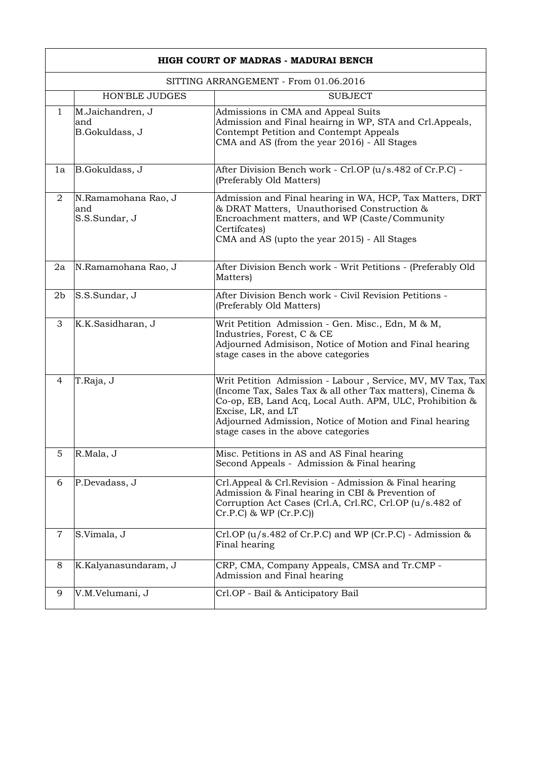| HIGH COURT OF MADRAS - MADURAI BENCH | | |
|---|---|---|
| SITTING ARRANGEMENT - From 01.06.2016 | | |
| | HON'BLE JUDGES | SUBJECT |
| 1 | M.Jaichandren, J and B.Gokuldass, J | Admissions in CMA and Appeal Suits<br>Admission and Final heairng in WP, STA and Crl.Appeals, Contempt Petition and Contempt Appeals<br>CMA and AS (from the year 2016) - All Stages |
| 1a | B.Gokuldass, J | After Division Bench work - Crl.OP (u/s.482 of Cr.P.C) - (Preferably Old Matters) |
| 2 | N.Ramamohana Rao, J and S.S.Sundar, J | Admission and Final hearing in WA, HCP, Tax Matters, DRT & DRAT Matters, Unauthorised Construction & Encroachment matters, and WP (Caste/Community Certifcates)<br>CMA and AS (upto the year 2015) - All Stages |
| 2a | N.Ramamohana Rao, J | After Division Bench work - Writ Petitions - (Preferably Old Matters) |
| 2b | S.S.Sundar, J | After Division Bench work - Civil Revision Petitions - (Preferably Old Matters) |
| 3 | K.K.Sasidharan, J | Writ Petition Admission - Gen. Misc., Edn, M & M, Industries, Forest, C & CE<br>Adjourned Admisison, Notice of Motion and Final hearing stage cases in the above categories |
| 4 | T.Raja, J | Writ Petition Admission - Labour , Service, MV, MV Tax, Tax (Income Tax, Sales Tax & all other Tax matters), Cinema & Co-op, EB, Land Acq, Local Auth. APM, ULC, Prohibition & Excise, LR, and LT<br>Adjourned Admission, Notice of Motion and Final hearing stage cases in the above categories |
| 5 | R.Mala, J | Misc. Petitions in AS and AS Final hearing<br>Second Appeals - Admission & Final hearing |
| 6 | P.Devadass, J | Crl.Appeal & Crl.Revision - Admission & Final hearing<br>Admission & Final hearing in CBI & Prevention of Corruption Act Cases (Crl.A, Crl.RC, Crl.OP (u/s.482 of Cr.P.C) & WP (Cr.P.C)) |
| 7 | S.Vimala, J | Crl.OP (u/s.482 of Cr.P.C) and WP (Cr.P.C) - Admission & Final hearing |
| 8 | K.Kalyanasundaram, J | CRP, CMA, Company Appeals, CMSA and Tr.CMP - Admission and Final hearing |
| 9 | V.M.Velumani, J | Crl.OP - Bail & Anticipatory Bail |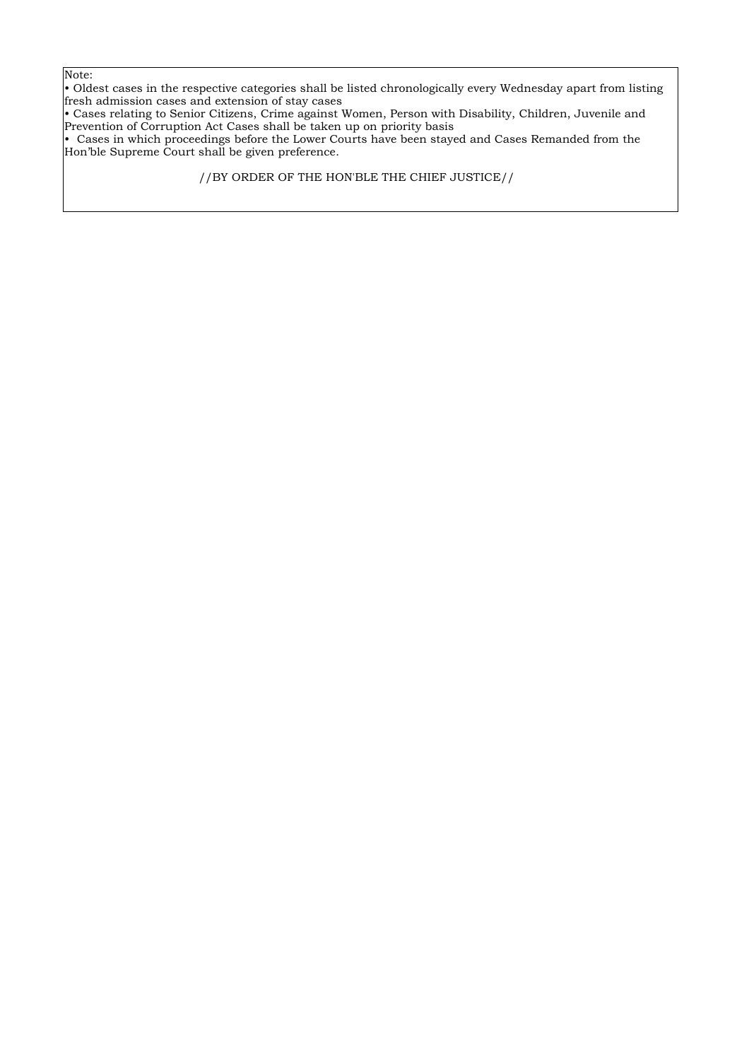Note:

- Oldest cases in the respective categories shall be listed chronologically every Wednesday apart from listing fresh admission cases and extension of stay cases
- Cases relating to Senior Citizens, Crime against Women, Person with Disability, Children, Juvenile and Prevention of Corruption Act Cases shall be taken up on priority basis
- Cases in which proceedings before the Lower Courts have been stayed and Cases Remanded from the Hon'ble Supreme Court shall be given preference.

//BY ORDER OF THE HON'BLE THE CHIEF JUSTICE//